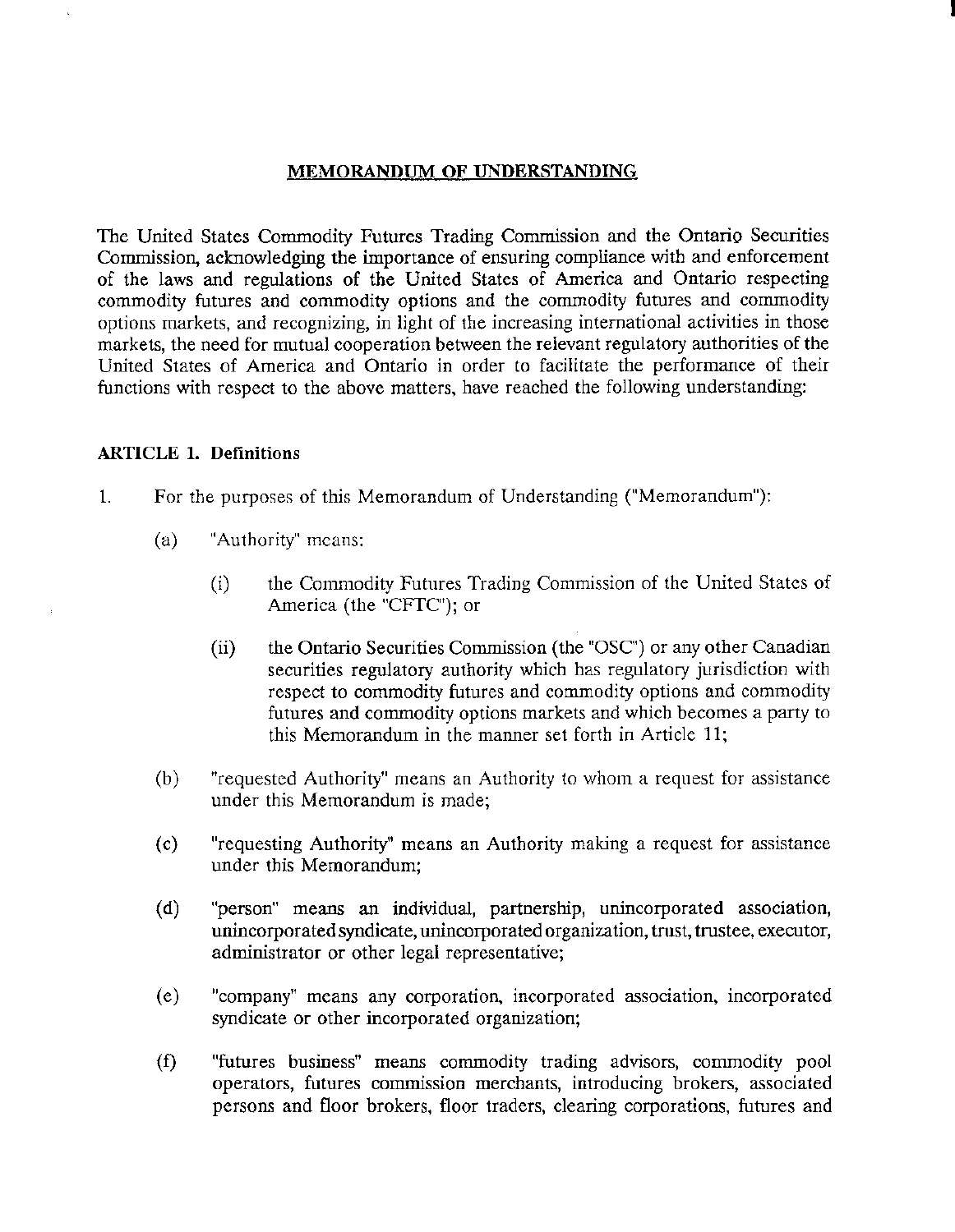# MEMORANDUM OF UNDERSTANDING

The United States Commodity Futures Trading Commission and the Ontario Securities Commission, acknowledging the importance of ensuring compliance with and enforcement of the laws and regulations of the United States of America and Ontario respecting commodity futures and commodity options and the commodity futures and commodity options markets, and recognizing, in light of the increasing international activities in those markets, the need for mutual cooperation between the relevant regulatory authorities of the United States of America and Ontario in order to facilitate the performance of their functions with respect to the above matters, have reached the following understanding:

## ARTICLE 1. Definitions

1. For the purposes of this Memorandum of Understanding ("Memorandum"):

   (a) "Authority" means:

      (i) the Commodity Futures Trading Commission of the United States of America (the "CFTC"); or

      (ii) the Ontario Securities Commission (the "OSC") or any other Canadian securities regulatory authority which has regulatory jurisdiction with respect to commodity futures and commodity options and commodity futures and commodity options markets and which becomes a party to this Memorandum in the manner set forth in Article 11;

   (b) "requested Authority" means an Authority to whom a request for assistance under this Memorandum is made;

   (c) "requesting Authority" means an Authority making a request for assistance under this Memorandum;

   (d) "person" means an individual, partnership, unincorporated association, unincorporated syndicate, unincorporated organization, trust, trustee, executor, administrator or other legal representative;

   (e) "company" means any corporation, incorporated association, incorporated syndicate or other incorporated organization;

   (f) "futures business" means commodity trading advisors, commodity pool operators, futures commission merchants, introducing brokers, associated persons and floor brokers, floor traders, clearing corporations, futures and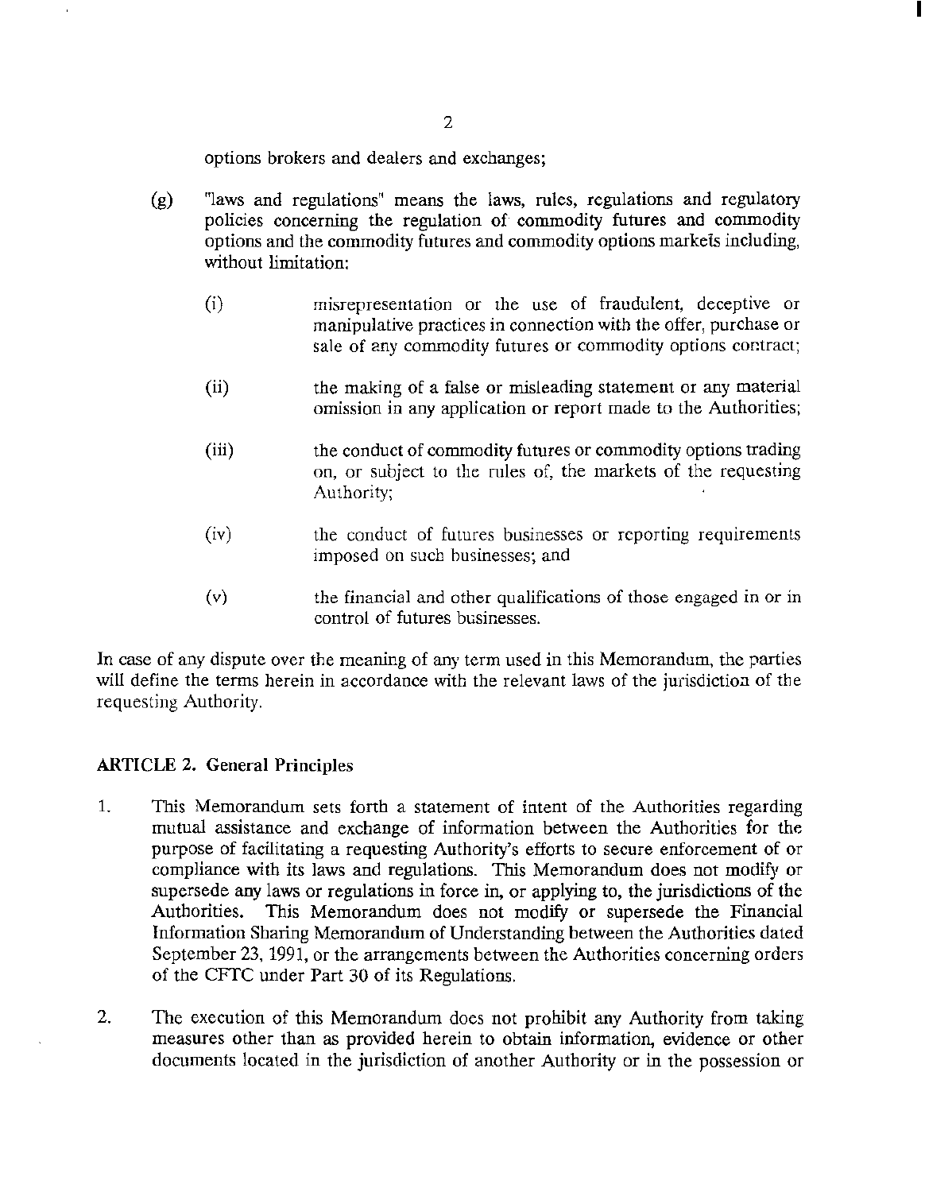options brokers and dealers and exchanges;

(g) "laws and regulations" means the laws, rules, regulations and regulatory policies concerning the regulation of commodity futures and commodity options and the commodity futures and commodity options markets including, without limitation:

  (i) misrepresentation or the use of fraudulent, deceptive or manipulative practices in connection with the offer, purchase or sale of any commodity futures or commodity options contract;

  (ii) the making of a false or misleading statement or any material omission in any application or report made to the Authorities;

  (iii) the conduct of commodity futures or commodity options trading on, or subject to the rules of, the markets of the requesting Authority;

  (iv) the conduct of futures businesses or reporting requirements imposed on such businesses; and

  (v) the financial and other qualifications of those engaged in or in control of futures businesses.

In case of any dispute over the meaning of any term used in this Memorandum, the parties will define the terms herein in accordance with the relevant laws of the jurisdiction of the requesting Authority.

**ARTICLE 2. General Principles**

1. This Memorandum sets forth a statement of intent of the Authorities regarding mutual assistance and exchange of information between the Authorities for the purpose of facilitating a requesting Authority's efforts to secure enforcement of or compliance with its laws and regulations. This Memorandum does not modify or supersede any laws or regulations in force in, or applying to, the jurisdictions of the Authorities. This Memorandum does not modify or supersede the Financial Information Sharing Memorandum of Understanding between the Authorities dated September 23, 1991, or the arrangements between the Authorities concerning orders of the CFTC under Part 30 of its Regulations.

2. The execution of this Memorandum does not prohibit any Authority from taking measures other than as provided herein to obtain information, evidence or other documents located in the jurisdiction of another Authority or in the possession or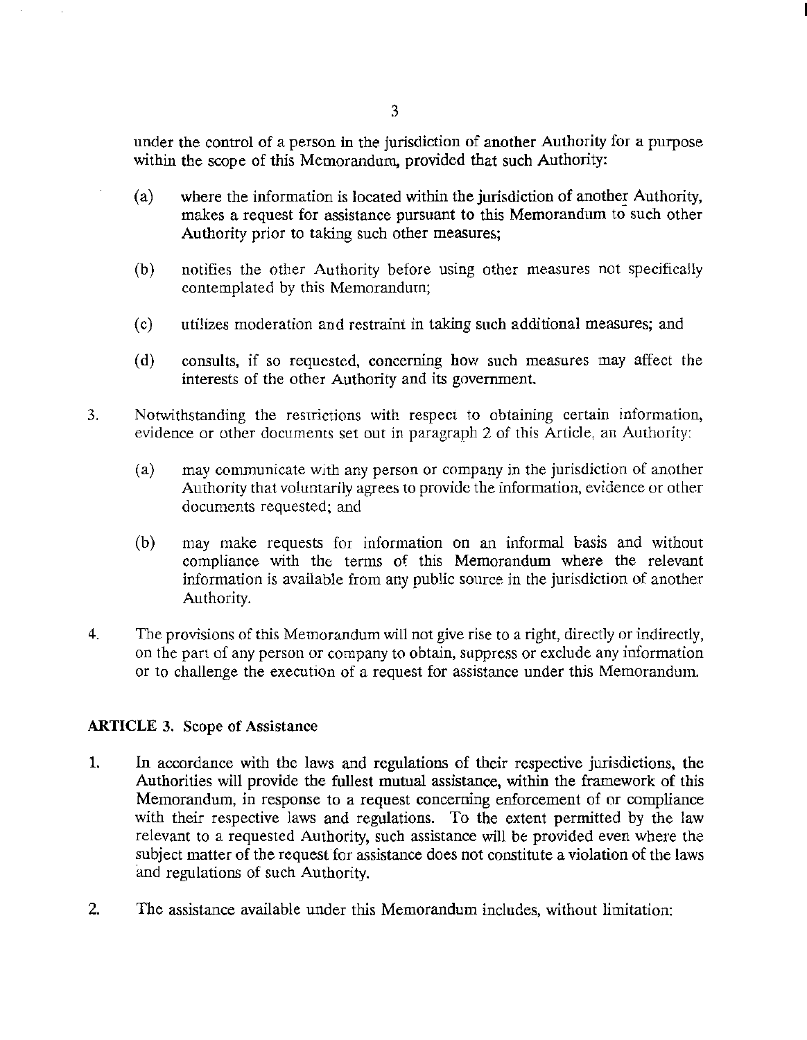under the control of a person in the jurisdiction of another Authority for a purpose within the scope of this Memorandum, provided that such Authority:

(a) where the information is located within the jurisdiction of another Authority, makes a request for assistance pursuant to this Memorandum to such other Authority prior to taking such other measures;

(b) notifies the other Authority before using other measures not specifically contemplated by this Memorandum;

(c) utilizes moderation and restraint in taking such additional measures; and

(d) consults, if so requested, concerning how such measures may affect the interests of the other Authority and its government.

3. Notwithstanding the restrictions with respect to obtaining certain information, evidence or other documents set out in paragraph 2 of this Article, an Authority:

(a) may communicate with any person or company in the jurisdiction of another Authority that voluntarily agrees to provide the information, evidence or other documents requested; and

(b) may make requests for information on an informal basis and without compliance with the terms of this Memorandum where the relevant information is available from any public source in the jurisdiction of another Authority.

4. The provisions of this Memorandum will not give rise to a right, directly or indirectly, on the part of any person or company to obtain, suppress or exclude any information or to challenge the execution of a request for assistance under this Memorandum.

**ARTICLE 3. Scope of Assistance**

1. In accordance with the laws and regulations of their respective jurisdictions, the Authorities will provide the fullest mutual assistance, within the framework of this Memorandum, in response to a request concerning enforcement of or compliance with their respective laws and regulations. To the extent permitted by the law relevant to a requested Authority, such assistance will be provided even where the subject matter of the request for assistance does not constitute a violation of the laws and regulations of such Authority.

2. The assistance available under this Memorandum includes, without limitation: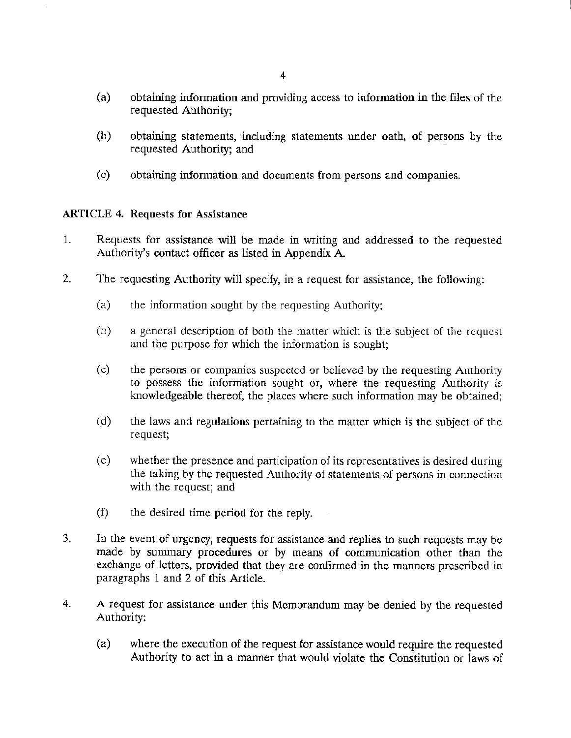(a) obtaining information and providing access to information in the files of the requested Authority;

(b) obtaining statements, including statements under oath, of persons by the requested Authority; and

(c) obtaining information and documents from persons and companies.

**ARTICLE 4. Requests for Assistance**

1. Requests for assistance will be made in writing and addressed to the requested Authority's contact officer as listed in Appendix A.

2. The requesting Authority will specify, in a request for assistance, the following:

   (a) the information sought by the requesting Authority;

   (b) a general description of both the matter which is the subject of the request and the purpose for which the information is sought;

   (c) the persons or companies suspected or believed by the requesting Authority to possess the information sought or, where the requesting Authority is knowledgeable thereof, the places where such information may be obtained;

   (d) the laws and regulations pertaining to the matter which is the subject of the request;

   (e) whether the presence and participation of its representatives is desired during the taking by the requested Authority of statements of persons in connection with the request; and

   (f) the desired time period for the reply.

3. In the event of urgency, requests for assistance and replies to such requests may be made by summary procedures or by means of communication other than the exchange of letters, provided that they are confirmed in the manners prescribed in paragraphs 1 and 2 of this Article.

4. A request for assistance under this Memorandum may be denied by the requested Authority:

   (a) where the execution of the request for assistance would require the requested Authority to act in a manner that would violate the Constitution or laws of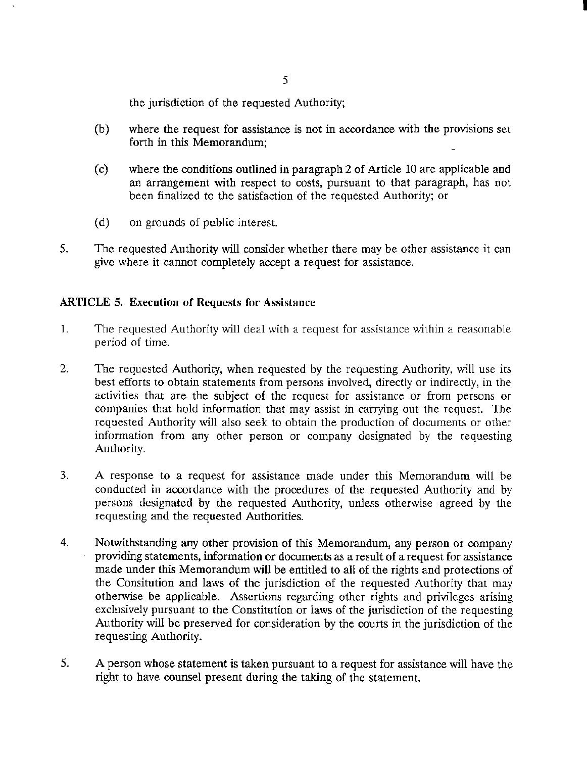the jurisdiction of the requested Authority;

(b) where the request for assistance is not in accordance with the provisions set forth in this Memorandum;

(c) where the conditions outlined in paragraph 2 of Article 10 are applicable and an arrangement with respect to costs, pursuant to that paragraph, has not been finalized to the satisfaction of the requested Authority; or

(d) on grounds of public interest.

5. The requested Authority will consider whether there may be other assistance it can give where it cannot completely accept a request for assistance.

### ARTICLE 5. Execution of Requests for Assistance

1. The requested Authority will deal with a request for assistance within a reasonable period of time.

2. The requested Authority, when requested by the requesting Authority, will use its best efforts to obtain statements from persons involved, directly or indirectly, in the activities that are the subject of the request for assistance or from persons or companies that hold information that may assist in carrying out the request. The requested Authority will also seek to obtain the production of documents or other information from any other person or company designated by the requesting Authority.

3. A response to a request for assistance made under this Memorandum will be conducted in accordance with the procedures of the requested Authority and by persons designated by the requested Authority, unless otherwise agreed by the requesting and the requested Authorities.

4. Notwithstanding any other provision of this Memorandum, any person or company providing statements, information or documents as a result of a request for assistance made under this Memorandum will be entitled to all of the rights and protections of the Consitution and laws of the jurisdiction of the requested Authority that may otherwise be applicable. Assertions regarding other rights and privileges arising exclusively pursuant to the Constitution or laws of the jurisdiction of the requesting Authority will be preserved for consideration by the courts in the jurisdiction of the requesting Authority.

5. A person whose statement is taken pursuant to a request for assistance will have the right to have counsel present during the taking of the statement.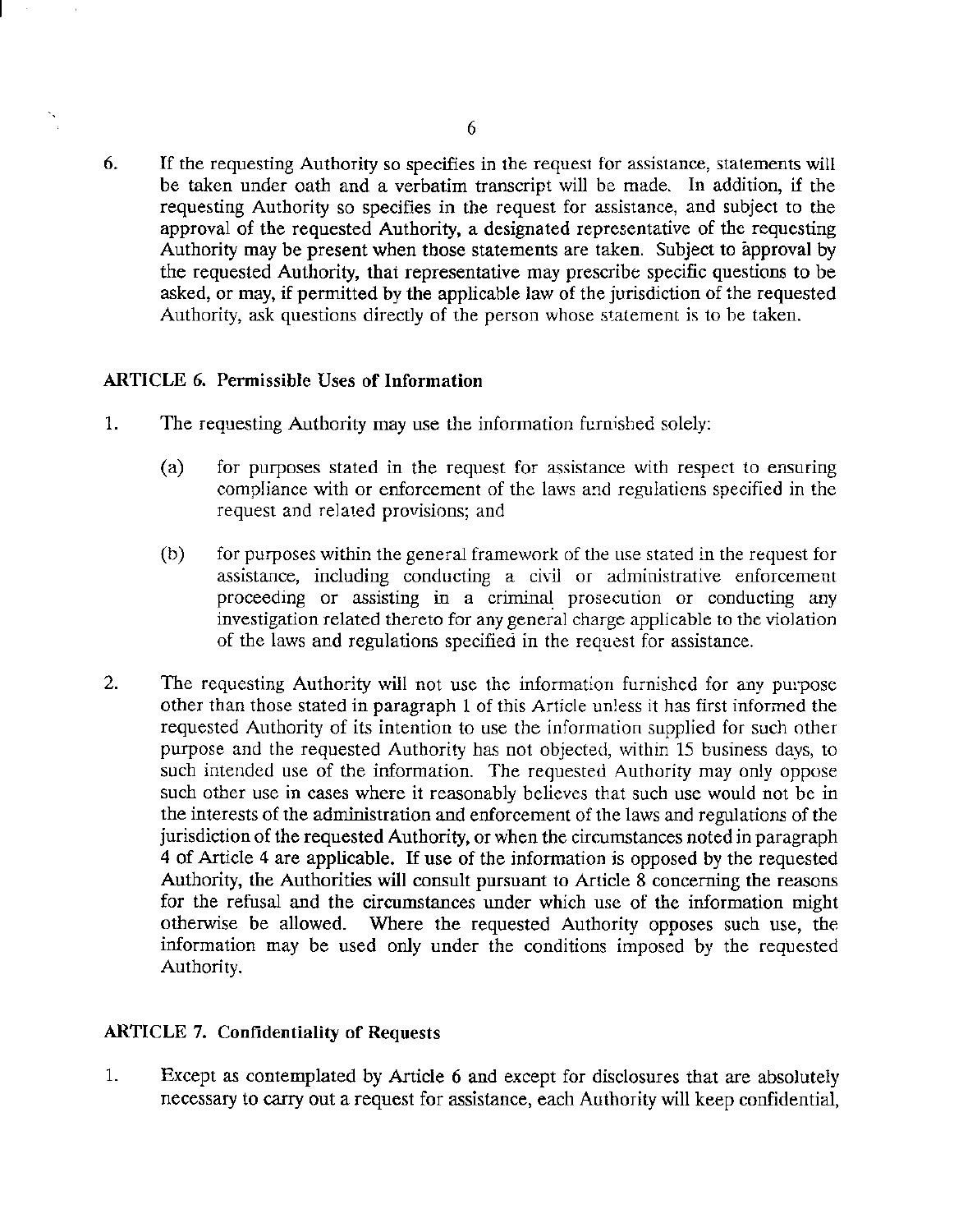6. If the requesting Authority so specifies in the request for assistance, statements will be taken under oath and a verbatim transcript will be made. In addition, if the requesting Authority so specifies in the request for assistance, and subject to the approval of the requested Authority, a designated representative of the requesting Authority may be present when those statements are taken. Subject to approval by the requested Authority, that representative may prescribe specific questions to be asked, or may, if permitted by the applicable law of the jurisdiction of the requested Authority, ask questions directly of the person whose statement is to be taken.

**ARTICLE 6. Permissible Uses of Information**

1. The requesting Authority may use the information furnished solely:

   (a) for purposes stated in the request for assistance with respect to ensuring compliance with or enforcement of the laws and regulations specified in the request and related provisions; and

   (b) for purposes within the general framework of the use stated in the request for assistance, including conducting a civil or administrative enforcement proceeding or assisting in a criminal prosecution or conducting any investigation related thereto for any general charge applicable to the violation of the laws and regulations specified in the request for assistance.

2. The requesting Authority will not use the information furnished for any purpose other than those stated in paragraph 1 of this Article unless it has first informed the requested Authority of its intention to use the information supplied for such other purpose and the requested Authority has not objected, within 15 business days, to such intended use of the information. The requested Authority may only oppose such other use in cases where it reasonably believes that such use would not be in the interests of the administration and enforcement of the laws and regulations of the jurisdiction of the requested Authority, or when the circumstances noted in paragraph 4 of Article 4 are applicable. If use of the information is opposed by the requested Authority, the Authorities will consult pursuant to Article 8 concerning the reasons for the refusal and the circumstances under which use of the information might otherwise be allowed. Where the requested Authority opposes such use, the information may be used only under the conditions imposed by the requested Authority.

**ARTICLE 7. Confidentiality of Requests**

1. Except as contemplated by Article 6 and except for disclosures that are absolutely necessary to carry out a request for assistance, each Authority will keep confidential,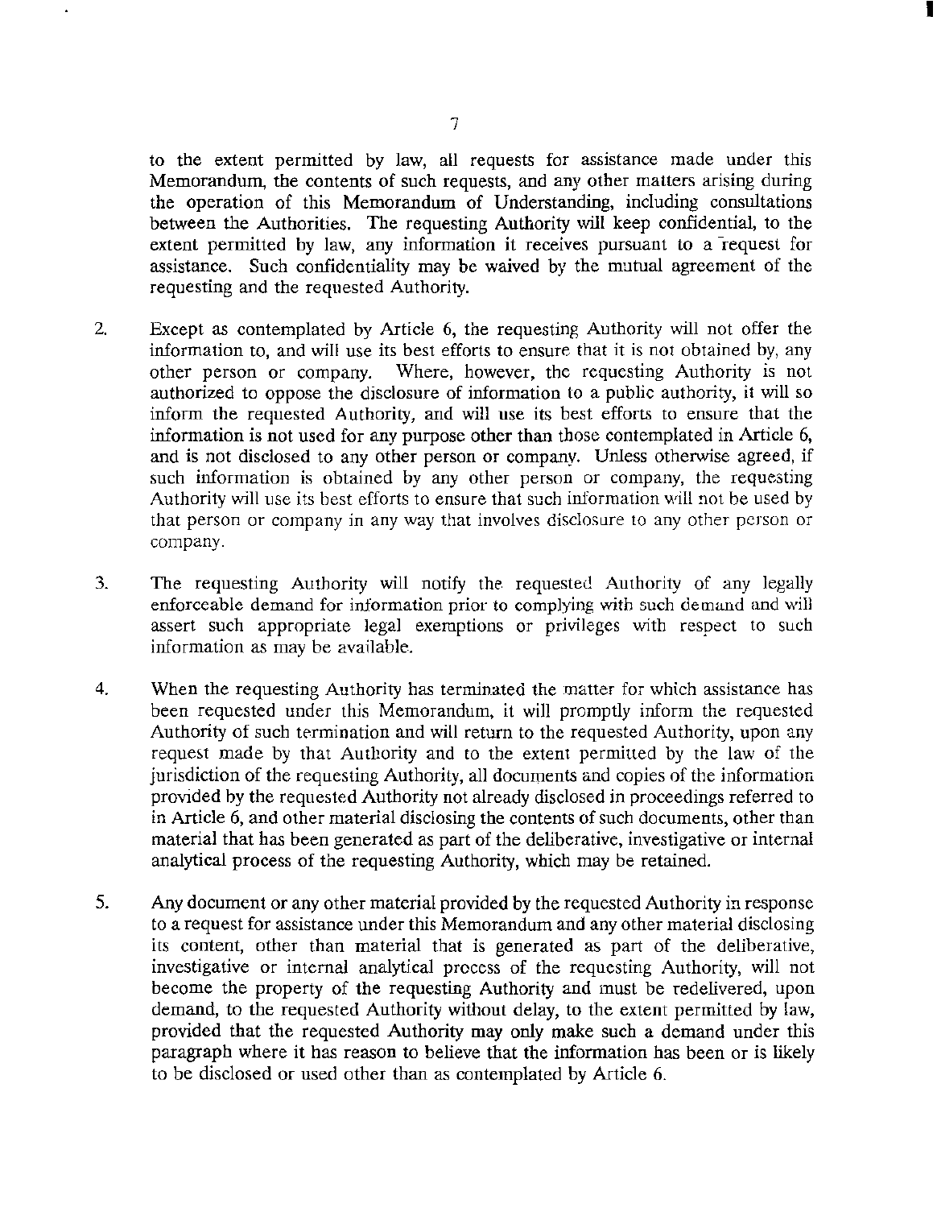to the extent permitted by law, all requests for assistance made under this Memorandum, the contents of such requests, and any other matters arising during the operation of this Memorandum of Understanding, including consultations between the Authorities. The requesting Authority will keep confidential, to the extent permitted by law, any information it receives pursuant to a request for assistance. Such confidentiality may be waived by the mutual agreement of the requesting and the requested Authority.

2. Except as contemplated by Article 6, the requesting Authority will not offer the information to, and will use its best efforts to ensure that it is not obtained by, any other person or company. Where, however, the requesting Authority is not authorized to oppose the disclosure of information to a public authority, it will so inform the requested Authority, and will use its best efforts to ensure that the information is not used for any purpose other than those contemplated in Article 6, and is not disclosed to any other person or company. Unless otherwise agreed, if such information is obtained by any other person or company, the requesting Authority will use its best efforts to ensure that such information will not be used by that person or company in any way that involves disclosure to any other person or company.

3. The requesting Authority will notify the requested Authority of any legally enforceable demand for information prior to complying with such demand and will assert such appropriate legal exemptions or privileges with respect to such information as may be available.

4. When the requesting Authority has terminated the matter for which assistance has been requested under this Memorandum, it will promptly inform the requested Authority of such termination and will return to the requested Authority, upon any request made by that Authority and to the extent permitted by the law of the jurisdiction of the requesting Authority, all documents and copies of the information provided by the requested Authority not already disclosed in proceedings referred to in Article 6, and other material disclosing the contents of such documents, other than material that has been generated as part of the deliberative, investigative or internal analytical process of the requesting Authority, which may be retained.

5. Any document or any other material provided by the requested Authority in response to a request for assistance under this Memorandum and any other material disclosing its content, other than material that is generated as part of the deliberative, investigative or internal analytical process of the requesting Authority, will not become the property of the requesting Authority and must be redelivered, upon demand, to the requested Authority without delay, to the extent permitted by law, provided that the requested Authority may only make such a demand under this paragraph where it has reason to believe that the information has been or is likely to be disclosed or used other than as contemplated by Article 6.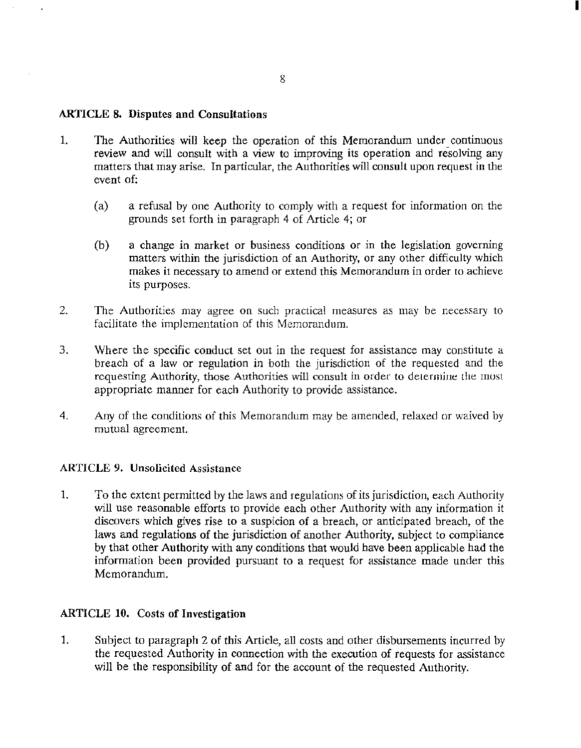**ARTICLE 8. Disputes and Consultations**

1. The Authorities will keep the operation of this Memorandum under continuous review and will consult with a view to improving its operation and resolving any matters that may arise. In particular, the Authorities will consult upon request in the event of:

   (a) a refusal by one Authority to comply with a request for information on the grounds set forth in paragraph 4 of Article 4; or

   (b) a change in market or business conditions or in the legislation governing matters within the jurisdiction of an Authority, or any other difficulty which makes it necessary to amend or extend this Memorandum in order to achieve its purposes.

2. The Authorities may agree on such practical measures as may be necessary to facilitate the implementation of this Memorandum.

3. Where the specific conduct set out in the request for assistance may constitute a breach of a law or regulation in both the jurisdiction of the requested and the requesting Authority, those Authorities will consult in order to determine the most appropriate manner for each Authority to provide assistance.

4. Any of the conditions of this Memorandum may be amended, relaxed or waived by mutual agreement.

**ARTICLE 9. Unsolicited Assistance**

1. To the extent permitted by the laws and regulations of its jurisdiction, each Authority will use reasonable efforts to provide each other Authority with any information it discovers which gives rise to a suspicion of a breach, or anticipated breach, of the laws and regulations of the jurisdiction of another Authority, subject to compliance by that other Authority with any conditions that would have been applicable had the information been provided pursuant to a request for assistance made under this Memorandum.

**ARTICLE 10. Costs of Investigation**

1. Subject to paragraph 2 of this Article, all costs and other disbursements incurred by the requested Authority in connection with the execution of requests for assistance will be the responsibility of and for the account of the requested Authority.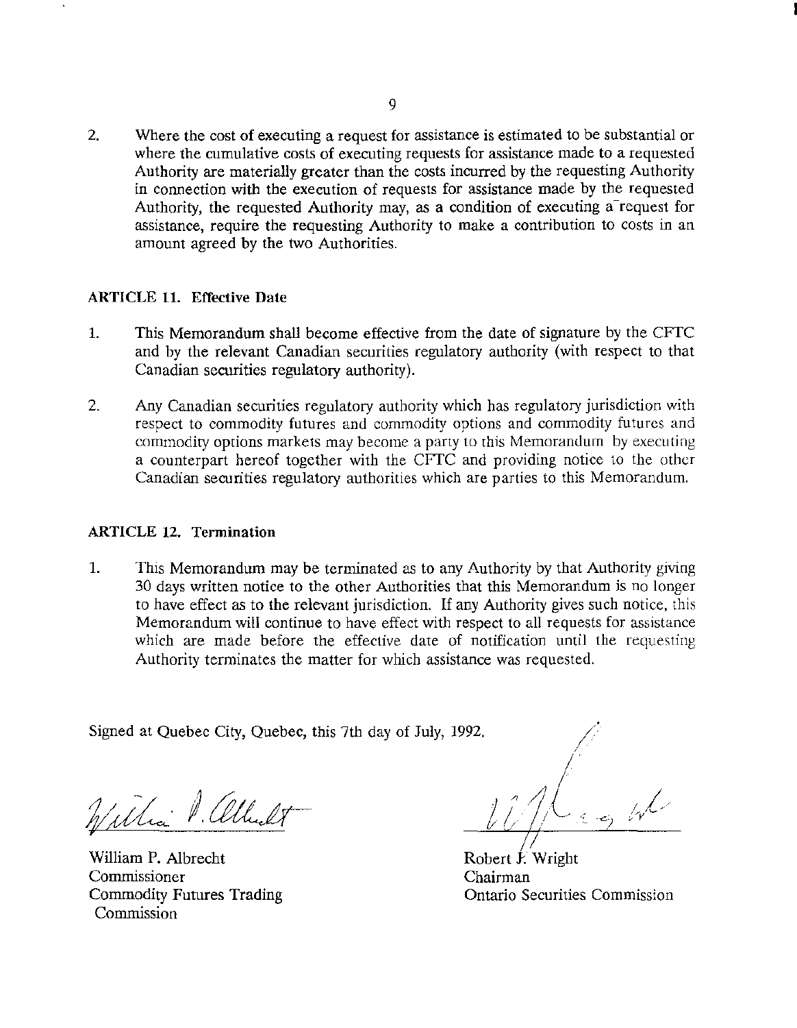2. Where the cost of executing a request for assistance is estimated to be substantial or where the cumulative costs of executing requests for assistance made to a requested Authority are materially greater than the costs incurred by the requesting Authority in connection with the execution of requests for assistance made by the requested Authority, the requested Authority may, as a condition of executing a request for assistance, require the requesting Authority to make a contribution to costs in an amount agreed by the two Authorities.

**ARTICLE 11. Effective Date**

1. This Memorandum shall become effective from the date of signature by the CFTC and by the relevant Canadian securities regulatory authority (with respect to that Canadian securities regulatory authority).

2. Any Canadian securities regulatory authority which has regulatory jurisdiction with respect to commodity futures and commodity options and commodity futures and commodity options markets may become a party to this Memorandum by executing a counterpart hereof together with the CFTC and providing notice to the other Canadian securities regulatory authorities which are parties to this Memorandum.

**ARTICLE 12. Termination**

1. This Memorandum may be terminated as to any Authority by that Authority giving 30 days written notice to the other Authorities that this Memorandum is no longer to have effect as to the relevant jurisdiction. If any Authority gives such notice, this Memorandum will continue to have effect with respect to all requests for assistance which are made before the effective date of notification until the requesting Authority terminates the matter for which assistance was requested.

Signed at Quebec City, Quebec, this 7th day of July, 1992.

William P. Albrecht
Commissioner
Commodity Futures Trading Commission

Robert J. Wright
Chairman
Ontario Securities Commission